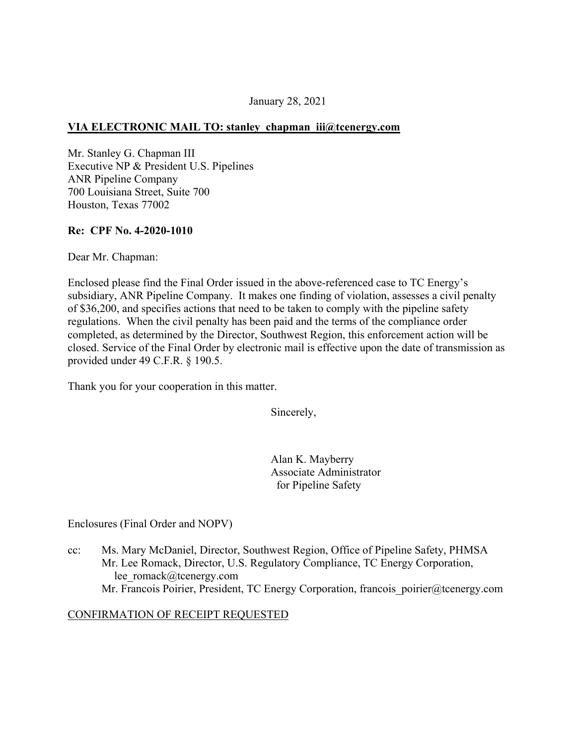January 28, 2021

**VIA ELECTRONIC MAIL TO: stanley_chapman_iii@tcenergy.com**

Mr. Stanley G. Chapman III
Executive NP & President U.S. Pipelines
ANR Pipeline Company
700 Louisiana Street, Suite 700
Houston, Texas 77002

**Re: CPF No. 4-2020-1010**

Dear Mr. Chapman:

Enclosed please find the Final Order issued in the above-referenced case to TC Energy's subsidiary, ANR Pipeline Company. It makes one finding of violation, assesses a civil penalty of $36,200, and specifies actions that need to be taken to comply with the pipeline safety regulations. When the civil penalty has been paid and the terms of the compliance order completed, as determined by the Director, Southwest Region, this enforcement action will be closed. Service of the Final Order by electronic mail is effective upon the date of transmission as provided under 49 C.F.R. § 190.5.

Thank you for your cooperation in this matter.

Sincerely,

Alan K. Mayberry
Associate Administrator
for Pipeline Safety

Enclosures (Final Order and NOPV)

cc: Ms. Mary McDaniel, Director, Southwest Region, Office of Pipeline Safety, PHMSA
Mr. Lee Romack, Director, U.S. Regulatory Compliance, TC Energy Corporation, lee_romack@tcenergy.com
Mr. Francois Poirier, President, TC Energy Corporation, francois_poirier@tcenergy.com

CONFIRMATION OF RECEIPT REQUESTED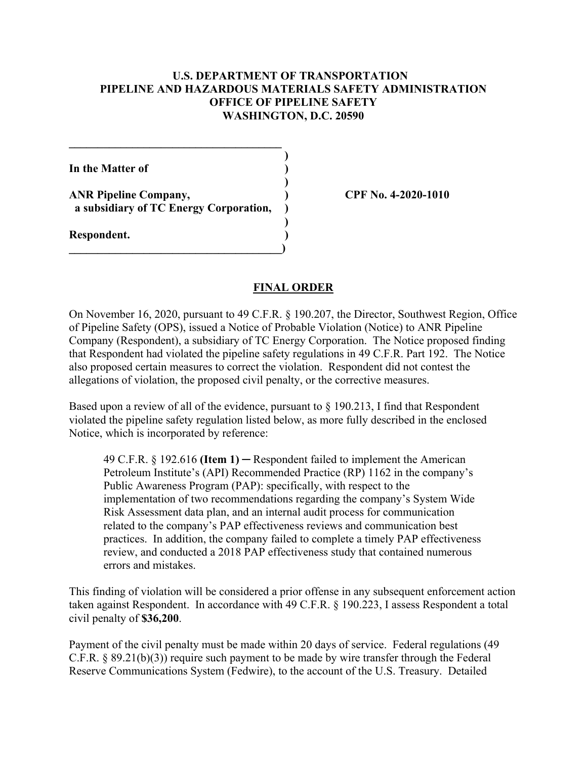**U.S. DEPARTMENT OF TRANSPORTATION**
**PIPELINE AND HAZARDOUS MATERIALS SAFETY ADMINISTRATION**
**OFFICE OF PIPELINE SAFETY**
**WASHINGTON, D.C. 20590**

**In the Matter of**

**ANR Pipeline Company,**
**a subsidiary of TC Energy Corporation,**

**Respondent.**

**CPF No. 4-2020-1010**

## FINAL ORDER

On November 16, 2020, pursuant to 49 C.F.R. § 190.207, the Director, Southwest Region, Office of Pipeline Safety (OPS), issued a Notice of Probable Violation (Notice) to ANR Pipeline Company (Respondent), a subsidiary of TC Energy Corporation. The Notice proposed finding that Respondent had violated the pipeline safety regulations in 49 C.F.R. Part 192. The Notice also proposed certain measures to correct the violation. Respondent did not contest the allegations of violation, the proposed civil penalty, or the corrective measures.

Based upon a review of all of the evidence, pursuant to § 190.213, I find that Respondent violated the pipeline safety regulation listed below, as more fully described in the enclosed Notice, which is incorporated by reference:

> 49 C.F.R. § 192.616 **(Item 1)** ─ Respondent failed to implement the American Petroleum Institute's (API) Recommended Practice (RP) 1162 in the company's Public Awareness Program (PAP): specifically, with respect to the implementation of two recommendations regarding the company's System Wide Risk Assessment data plan, and an internal audit process for communication related to the company's PAP effectiveness reviews and communication best practices. In addition, the company failed to complete a timely PAP effectiveness review, and conducted a 2018 PAP effectiveness study that contained numerous errors and mistakes.

This finding of violation will be considered a prior offense in any subsequent enforcement action taken against Respondent. In accordance with 49 C.F.R. § 190.223, I assess Respondent a total civil penalty of **$36,200**.

Payment of the civil penalty must be made within 20 days of service. Federal regulations (49 C.F.R. § 89.21(b)(3)) require such payment to be made by wire transfer through the Federal Reserve Communications System (Fedwire), to the account of the U.S. Treasury. Detailed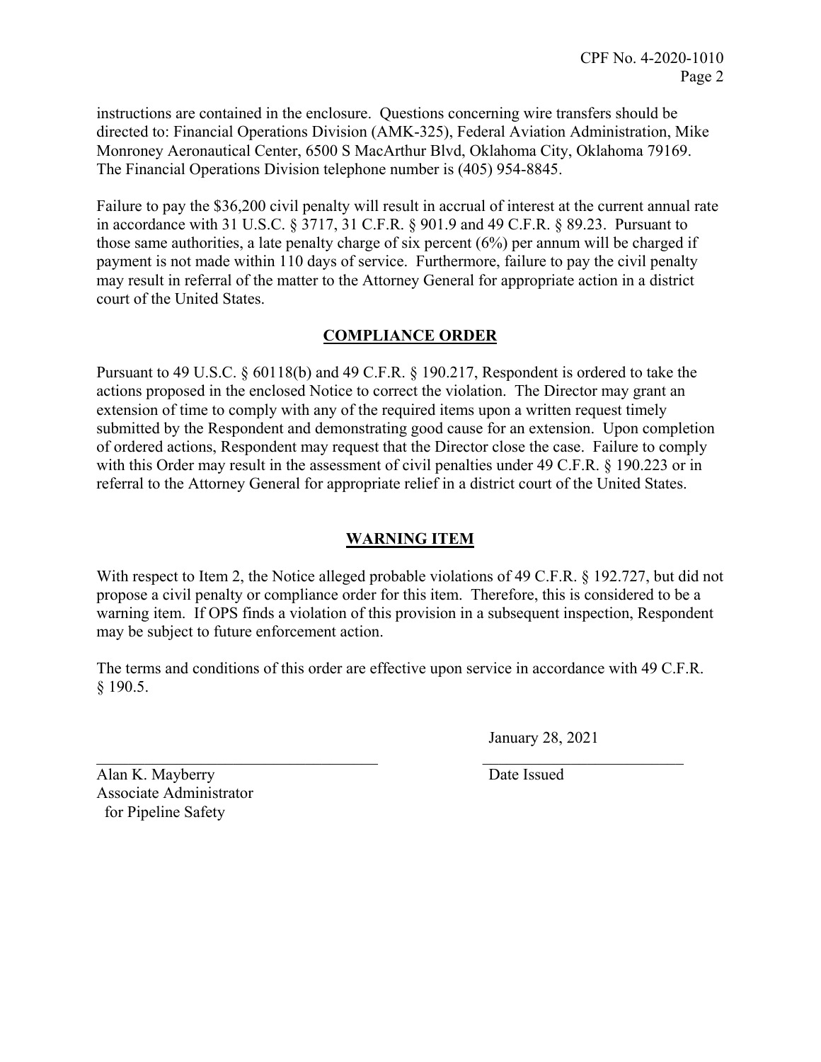instructions are contained in the enclosure. Questions concerning wire transfers should be directed to: Financial Operations Division (AMK-325), Federal Aviation Administration, Mike Monroney Aeronautical Center, 6500 S MacArthur Blvd, Oklahoma City, Oklahoma 79169. The Financial Operations Division telephone number is (405) 954-8845.

Failure to pay the $36,200 civil penalty will result in accrual of interest at the current annual rate in accordance with 31 U.S.C. § 3717, 31 C.F.R. § 901.9 and 49 C.F.R. § 89.23. Pursuant to those same authorities, a late penalty charge of six percent (6%) per annum will be charged if payment is not made within 110 days of service. Furthermore, failure to pay the civil penalty may result in referral of the matter to the Attorney General for appropriate action in a district court of the United States.

## COMPLIANCE ORDER

Pursuant to 49 U.S.C. § 60118(b) and 49 C.F.R. § 190.217, Respondent is ordered to take the actions proposed in the enclosed Notice to correct the violation. The Director may grant an extension of time to comply with any of the required items upon a written request timely submitted by the Respondent and demonstrating good cause for an extension. Upon completion of ordered actions, Respondent may request that the Director close the case. Failure to comply with this Order may result in the assessment of civil penalties under 49 C.F.R. § 190.223 or in referral to the Attorney General for appropriate relief in a district court of the United States.

## WARNING ITEM

With respect to Item 2, the Notice alleged probable violations of 49 C.F.R. § 192.727, but did not propose a civil penalty or compliance order for this item. Therefore, this is considered to be a warning item. If OPS finds a violation of this provision in a subsequent inspection, Respondent may be subject to future enforcement action.

The terms and conditions of this order are effective upon service in accordance with 49 C.F.R. § 190.5.

January 28, 2021

\_\_\_\_\_\_\_\_\_\_\_\_\_\_\_\_\_\_\_\_\_\_\_\_\_\_\_\_\_\_\_\_ \_\_\_\_\_\_\_\_\_\_\_\_\_\_\_\_\_\_\_\_\_\_\_\_\_\_

Alan K. Mayberry
Associate Administrator
for Pipeline Safety

Date Issued